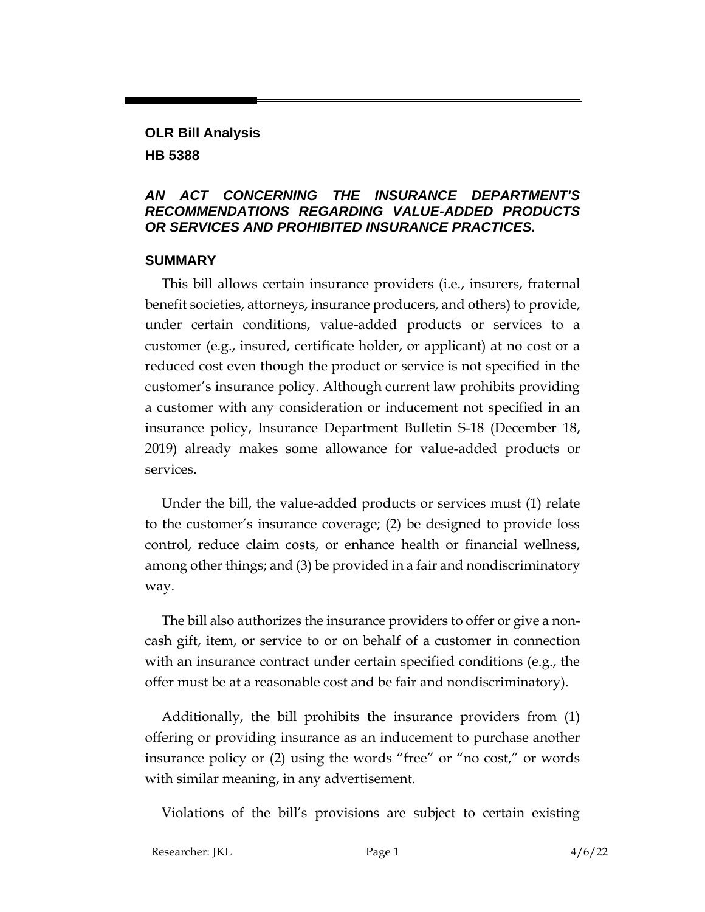**OLR Bill Analysis**

**HB 5388**

***AN ACT CONCERNING THE INSURANCE DEPARTMENT'S RECOMMENDATIONS REGARDING VALUE-ADDED PRODUCTS OR SERVICES AND PROHIBITED INSURANCE PRACTICES.***

## SUMMARY

This bill allows certain insurance providers (i.e., insurers, fraternal benefit societies, attorneys, insurance producers, and others) to provide, under certain conditions, value-added products or services to a customer (e.g., insured, certificate holder, or applicant) at no cost or a reduced cost even though the product or service is not specified in the customer's insurance policy. Although current law prohibits providing a customer with any consideration or inducement not specified in an insurance policy, Insurance Department Bulletin S-18 (December 18, 2019) already makes some allowance for value-added products or services.

Under the bill, the value-added products or services must (1) relate to the customer's insurance coverage; (2) be designed to provide loss control, reduce claim costs, or enhance health or financial wellness, among other things; and (3) be provided in a fair and nondiscriminatory way.

The bill also authorizes the insurance providers to offer or give a non-cash gift, item, or service to or on behalf of a customer in connection with an insurance contract under certain specified conditions (e.g., the offer must be at a reasonable cost and be fair and nondiscriminatory).

Additionally, the bill prohibits the insurance providers from (1) offering or providing insurance as an inducement to purchase another insurance policy or (2) using the words "free" or "no cost," or words with similar meaning, in any advertisement.

Violations of the bill's provisions are subject to certain existing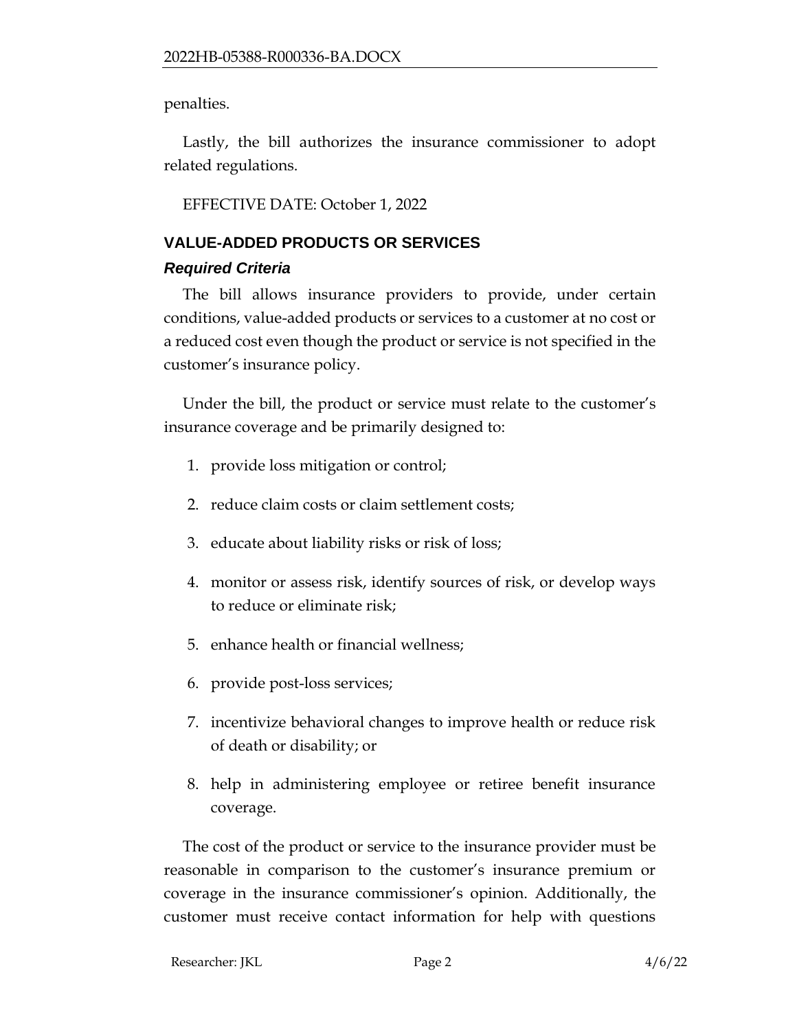penalties.

Lastly, the bill authorizes the insurance commissioner to adopt related regulations.

EFFECTIVE DATE: October 1, 2022

## VALUE-ADDED PRODUCTS OR SERVICES

### *Required Criteria*

The bill allows insurance providers to provide, under certain conditions, value-added products or services to a customer at no cost or a reduced cost even though the product or service is not specified in the customer's insurance policy.

Under the bill, the product or service must relate to the customer's insurance coverage and be primarily designed to:

1. provide loss mitigation or control;
2. reduce claim costs or claim settlement costs;
3. educate about liability risks or risk of loss;
4. monitor or assess risk, identify sources of risk, or develop ways to reduce or eliminate risk;
5. enhance health or financial wellness;
6. provide post-loss services;
7. incentivize behavioral changes to improve health or reduce risk of death or disability; or
8. help in administering employee or retiree benefit insurance coverage.

The cost of the product or service to the insurance provider must be reasonable in comparison to the customer's insurance premium or coverage in the insurance commissioner's opinion. Additionally, the customer must receive contact information for help with questions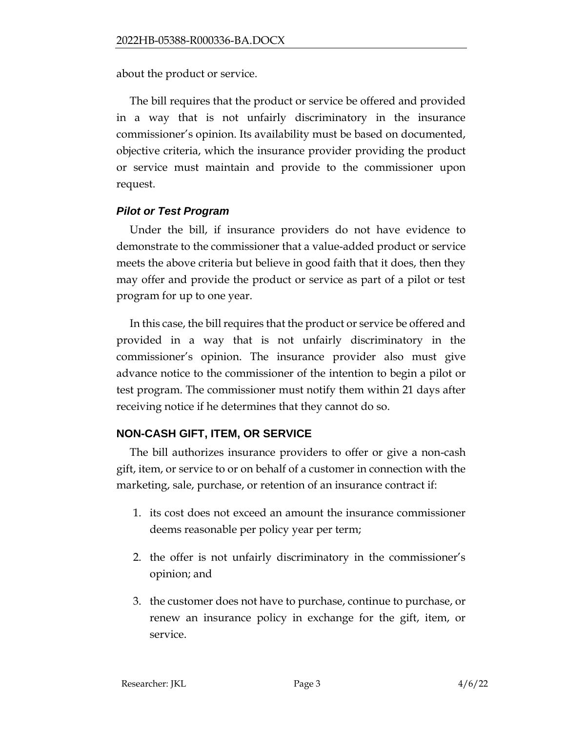about the product or service.

The bill requires that the product or service be offered and provided in a way that is not unfairly discriminatory in the insurance commissioner's opinion. Its availability must be based on documented, objective criteria, which the insurance provider providing the product or service must maintain and provide to the commissioner upon request.

### *Pilot or Test Program*

Under the bill, if insurance providers do not have evidence to demonstrate to the commissioner that a value-added product or service meets the above criteria but believe in good faith that it does, then they may offer and provide the product or service as part of a pilot or test program for up to one year.

In this case, the bill requires that the product or service be offered and provided in a way that is not unfairly discriminatory in the commissioner's opinion. The insurance provider also must give advance notice to the commissioner of the intention to begin a pilot or test program. The commissioner must notify them within 21 days after receiving notice if he determines that they cannot do so.

## NON-CASH GIFT, ITEM, OR SERVICE

The bill authorizes insurance providers to offer or give a non-cash gift, item, or service to or on behalf of a customer in connection with the marketing, sale, purchase, or retention of an insurance contract if:

1. its cost does not exceed an amount the insurance commissioner deems reasonable per policy year per term;
2. the offer is not unfairly discriminatory in the commissioner's opinion; and
3. the customer does not have to purchase, continue to purchase, or renew an insurance policy in exchange for the gift, item, or service.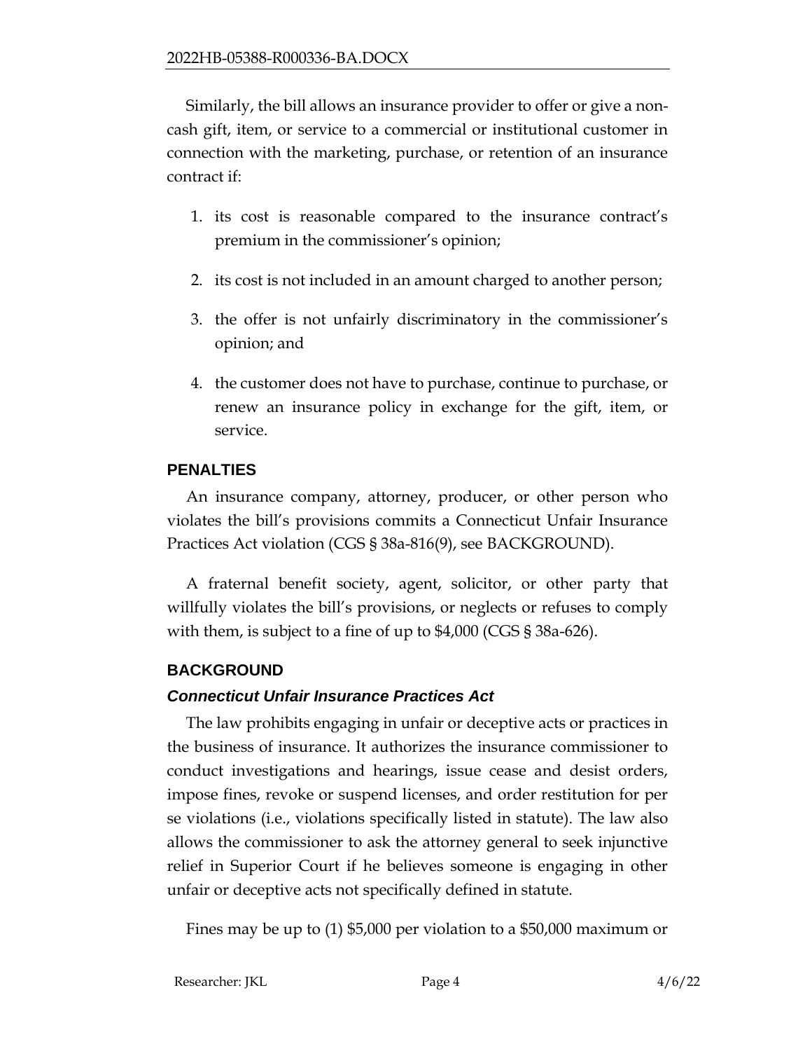Similarly, the bill allows an insurance provider to offer or give a non-cash gift, item, or service to a commercial or institutional customer in connection with the marketing, purchase, or retention of an insurance contract if:

1. its cost is reasonable compared to the insurance contract's premium in the commissioner's opinion;
2. its cost is not included in an amount charged to another person;
3. the offer is not unfairly discriminatory in the commissioner's opinion; and
4. the customer does not have to purchase, continue to purchase, or renew an insurance policy in exchange for the gift, item, or service.

## PENALTIES

An insurance company, attorney, producer, or other person who violates the bill's provisions commits a Connecticut Unfair Insurance Practices Act violation (CGS § 38a-816(9), see BACKGROUND).

A fraternal benefit society, agent, solicitor, or other party that willfully violates the bill's provisions, or neglects or refuses to comply with them, is subject to a fine of up to $4,000 (CGS § 38a-626).

## BACKGROUND

### *Connecticut Unfair Insurance Practices Act*

The law prohibits engaging in unfair or deceptive acts or practices in the business of insurance. It authorizes the insurance commissioner to conduct investigations and hearings, issue cease and desist orders, impose fines, revoke or suspend licenses, and order restitution for per se violations (i.e., violations specifically listed in statute). The law also allows the commissioner to ask the attorney general to seek injunctive relief in Superior Court if he believes someone is engaging in other unfair or deceptive acts not specifically defined in statute.

Fines may be up to (1) $5,000 per violation to a $50,000 maximum or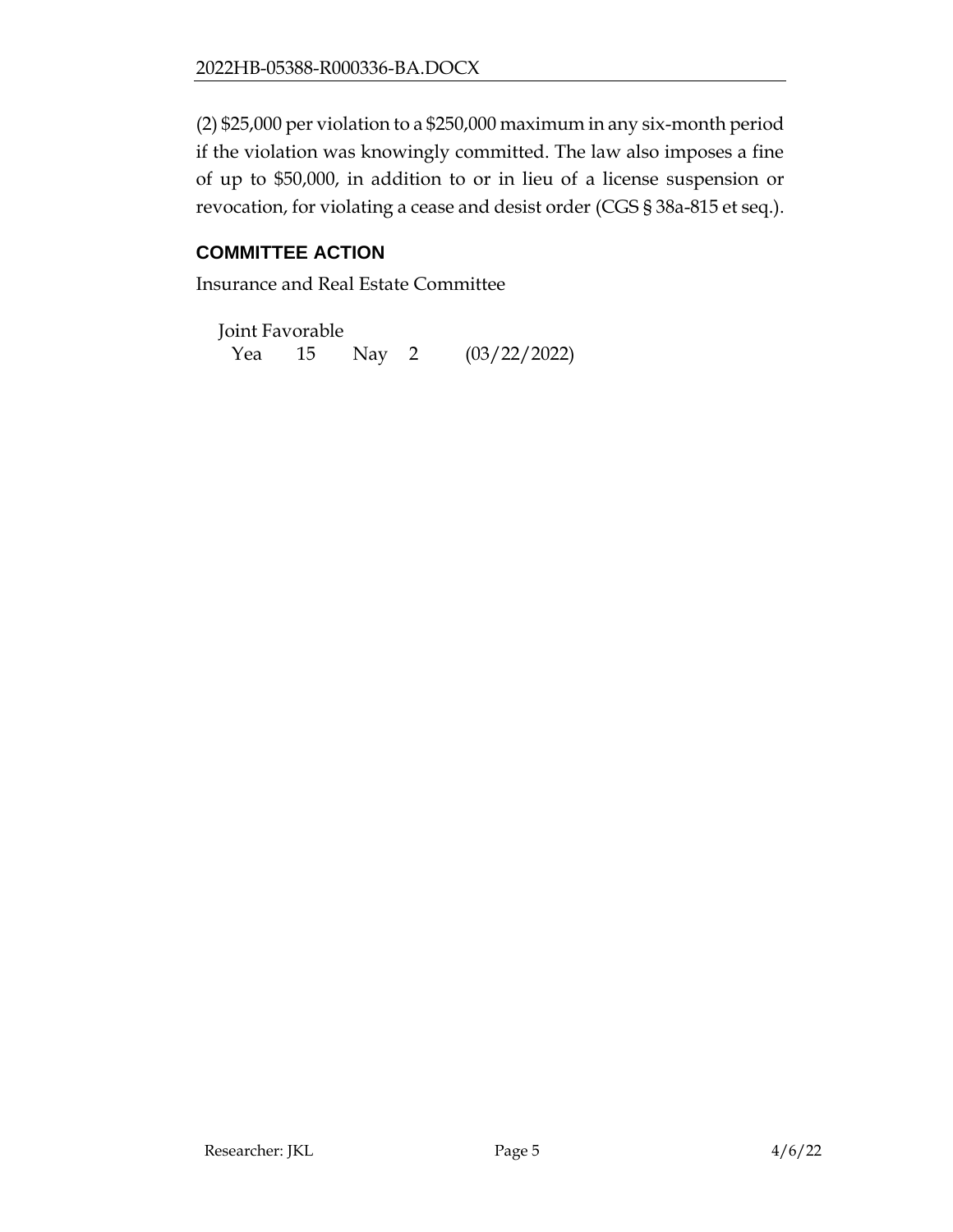(2) $25,000 per violation to a $250,000 maximum in any six-month period if the violation was knowingly committed. The law also imposes a fine of up to $50,000, in addition to or in lieu of a license suspension or revocation, for violating a cease and desist order (CGS § 38a-815 et seq.).

## COMMITTEE ACTION

Insurance and Real Estate Committee

Joint Favorable
Yea 15 Nay 2 (03/22/2022)